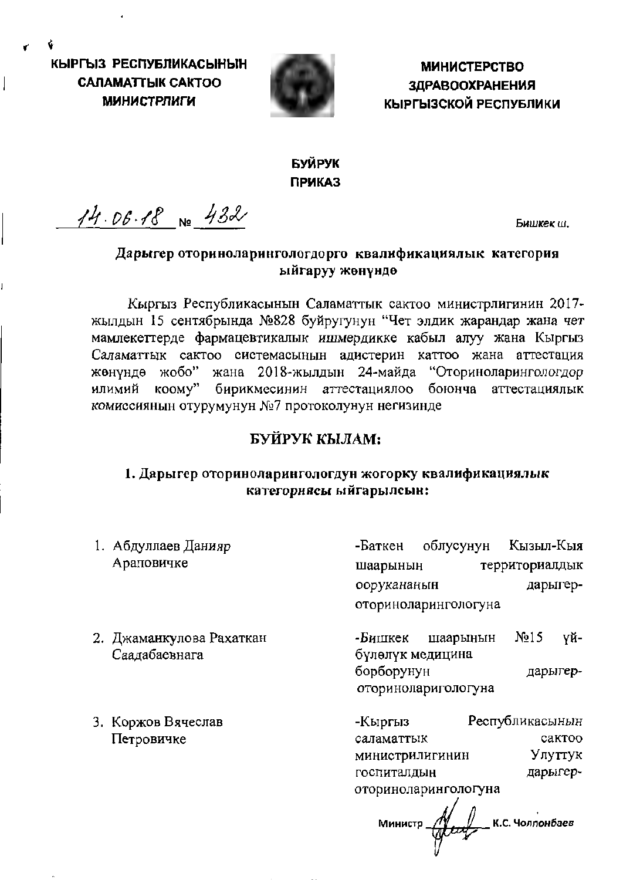**КЫРГЫЗ РЕСПУБЛИКАСЫНЫН САЛАМАТТЫК САКТОО МИНИСТРЛИГИ**

**МИНИСТЕРСТВО ЗДРАВООХРАНЕНИЯ КЫРГЫЗСКОЙ РЕСПУБЛИКИ**

**БУЙРУК**
**ПРИКАЗ**

14.06.18 № 432 Бишкек ш.

**Дарыгер оториноларингологдорго квалификациялык категория ыйгаруу жөнүндө**

Кыргыз Республикасынын Саламаттык сактоо министрлигинин 2017-жылдын 15 сентябрында №828 буйругунун "Чет элдик жарандар жана чет мамлекеттерде фармацевтикалык ишмердикке кабыл алуу жана Кыргыз Саламаттык сактоо системасынын адистерин каттоо жана аттестация жөнүндө жобо" жана 2018-жылдын 24-майда "Оториноларингологдор илимий коому" бирикмесинин аттестациялоо боюнча аттестациялык комиссиянын отурумунун №7 протоколунун негизинде

**БУЙРУК КЫЛАМ:**

**1. Дарыгер оториноларингологдун жогорку квалификациялык категориясы ыйгарылсын:**

1. Абдуллаев Данияр Араповичке -Баткен облусунун Кызыл-Кыя шаарынын территориалдык ооруканынын дарыгер-оториноларингологуна

2. Джаманкулова Рахаткан Саадабаевнага -Бишкек шаарынын №15 үй-бүлөлүк медицина борборунун дарыгер-оториноларигологуна

3. Коржов Вячеслав Петровичке -Кыргыз Республикасынын саламаттык сактоо министрлигинин Улуттук госпиталдын дарыгер-оториноларингологуна

Министр К.С. Чолпонбаев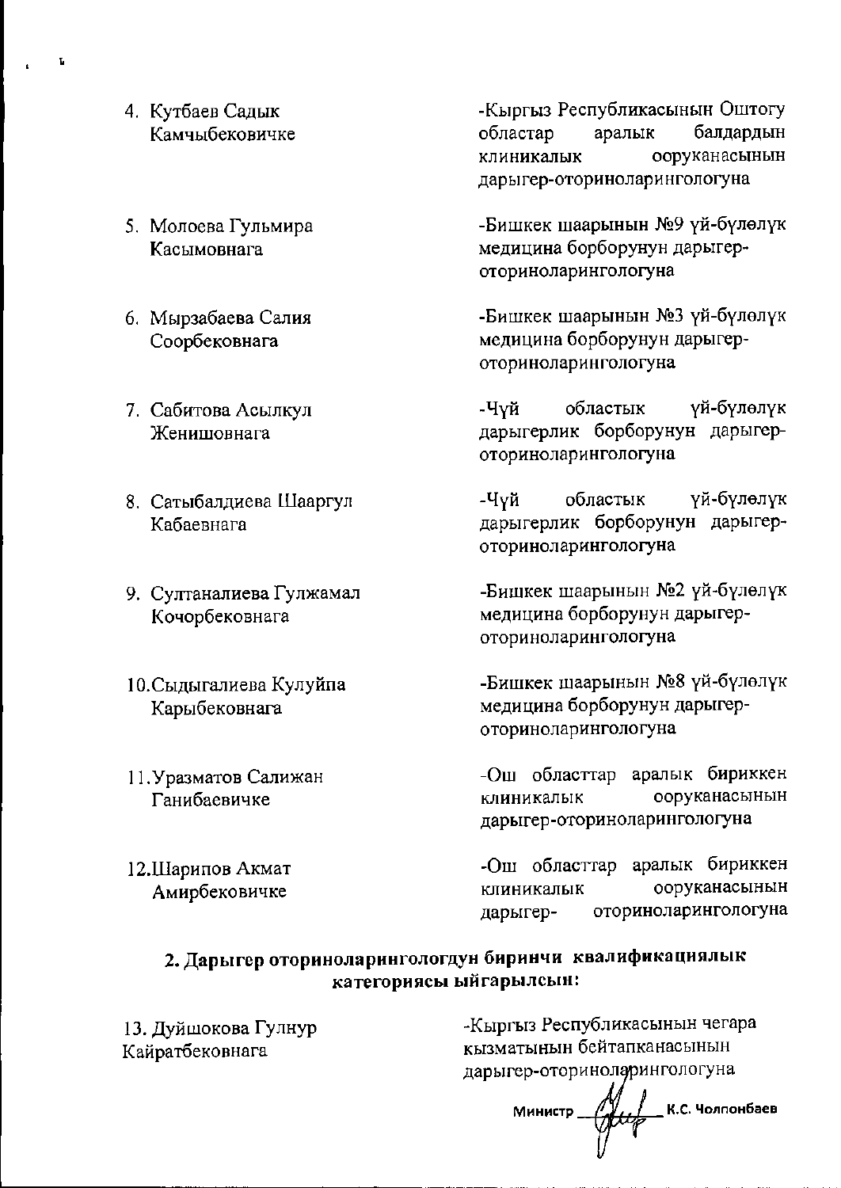4. Кутбаев Садык Камчыбековичке — -Кыргыз Республикасынын Оштогу областар аралык балдардын клиникалык ооруканасынын дарыгер-оториноларингологуна

5. Молоева Гульмира Касымовнага — -Бишкек шаарынын №9 үй-бүлөлүк медицина борборунун дарыгер-оториноларингологуна

6. Мырзабаева Салия Соорбековнага — -Бишкек шаарынын №3 үй-бүлөлүк медицина борборунун дарыгер-оториноларингологуна

7. Сабитова Асылкул Женишовнага — -Чүй областык үй-бүлөлүк дарыгерлик борборунун дарыгер-оториноларингологуна

8. Сатыбалдиева Шааргул Кабаевнага — -Чүй областык үй-бүлөлүк дарыгерлик борборунун дарыгер-оториноларингологуна

9. Султаналиева Гулжамал Кочорбековнага — -Бишкек шаарынын №2 үй-бүлөлүк медицина борборунун дарыгер-оториноларингологуна

10. Сыдыгалиева Кулуйпа Карыбековнага — -Бишкек шаарынын №8 үй-бүлөлүк медицина борборунун дарыгер-оториноларингологуна

11. Уразматов Салижан Ганибаевичке — -Ош областтар аралык бириккен клиникалык ооруканасынын дарыгер-оториноларингологуна

12. Шарипов Акмат Амирбековичке — -Ош областтар аралык бириккен клиникалык ооруканасынын дарыгер- оториноларингологуна

**2. Дарыгер оториноларингологдун биринчи квалификациялык категориясы ыйгарылсын:**

13. Дуйшокова Гулнур Кайратбековнага — -Кыргыз Республикасынын чегара кызматынын бейтапканасынын дарыгер-оториноларингологуна

Министр К.С. Чолпонбаев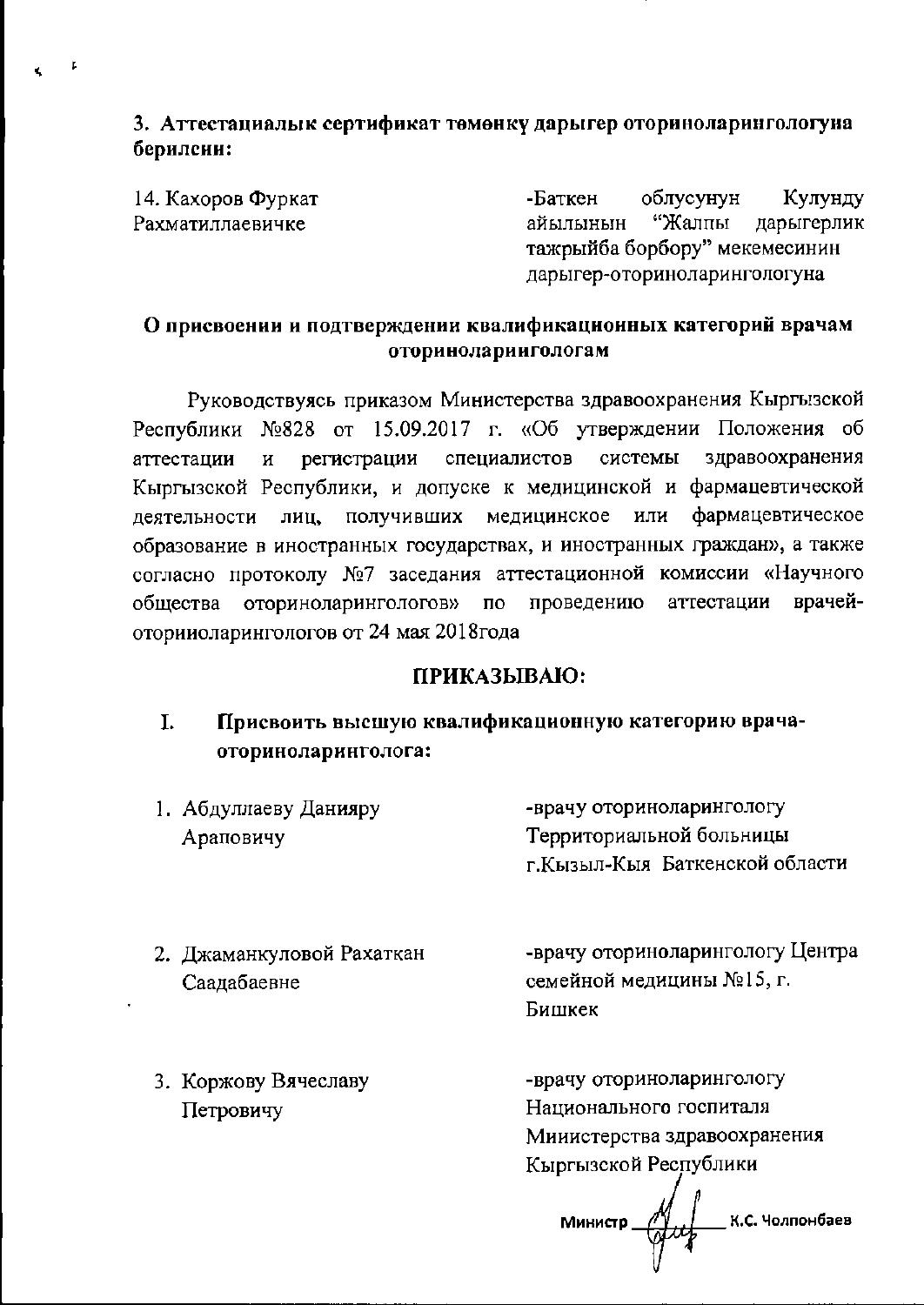**3. Аттестациалык сертификат төмөнкү дарыгер оториноларингологуна берилсин:**

| | |
|---|---|
| 14. Кахоров Фуркат Рахматиллаевичке | -Баткен облусунун Кулунду айылынын "Жалпы дарыгерлик тажрыйба борбору" мекемесинин дарыгер-оториноларингологуна |

**О присвоении и подтверждении квалификационных категорий врачам оториноларингологам**

Руководствуясь приказом Министерства здравоохранения Кыргызской Республики №828 от 15.09.2017 г. «Об утверждении Положения об аттестации и регистрации специалистов системы здравоохранения Кыргызской Республики, и допуске к медицинской и фармацевтической деятельности лиц, получивших медицинское или фармацевтическое образование в иностранных государствах, и иностранных граждан», а также согласно протоколу №7 заседания аттестационной комиссии «Научного общества оториноларингологов» по проведению аттестации врачей-оторииоларингологов от 24 мая 2018года

**ПРИКАЗЫВАЮ:**

**I. Присвоить высшую квалификационную категорию врача-оториноларинголога:**

| | |
|---|---|
| 1. Абдуллаеву Данияру Араповичу | -врачу оториноларингологу Территориальной больницы г.Кызыл-Кыя Баткенской области |
| 2. Джаманкуловой Рахаткан Саадабаевне | -врачу оториноларингологу Центра семейной медицины №15, г. Бишкек |
| 3. Коржову Вячеславу Петровичу | -врачу оториноларингологу Национального госпиталя Миинистерства здравоохранения Кыргызской Республики |

Министр _________ К.С. Чолпонбаев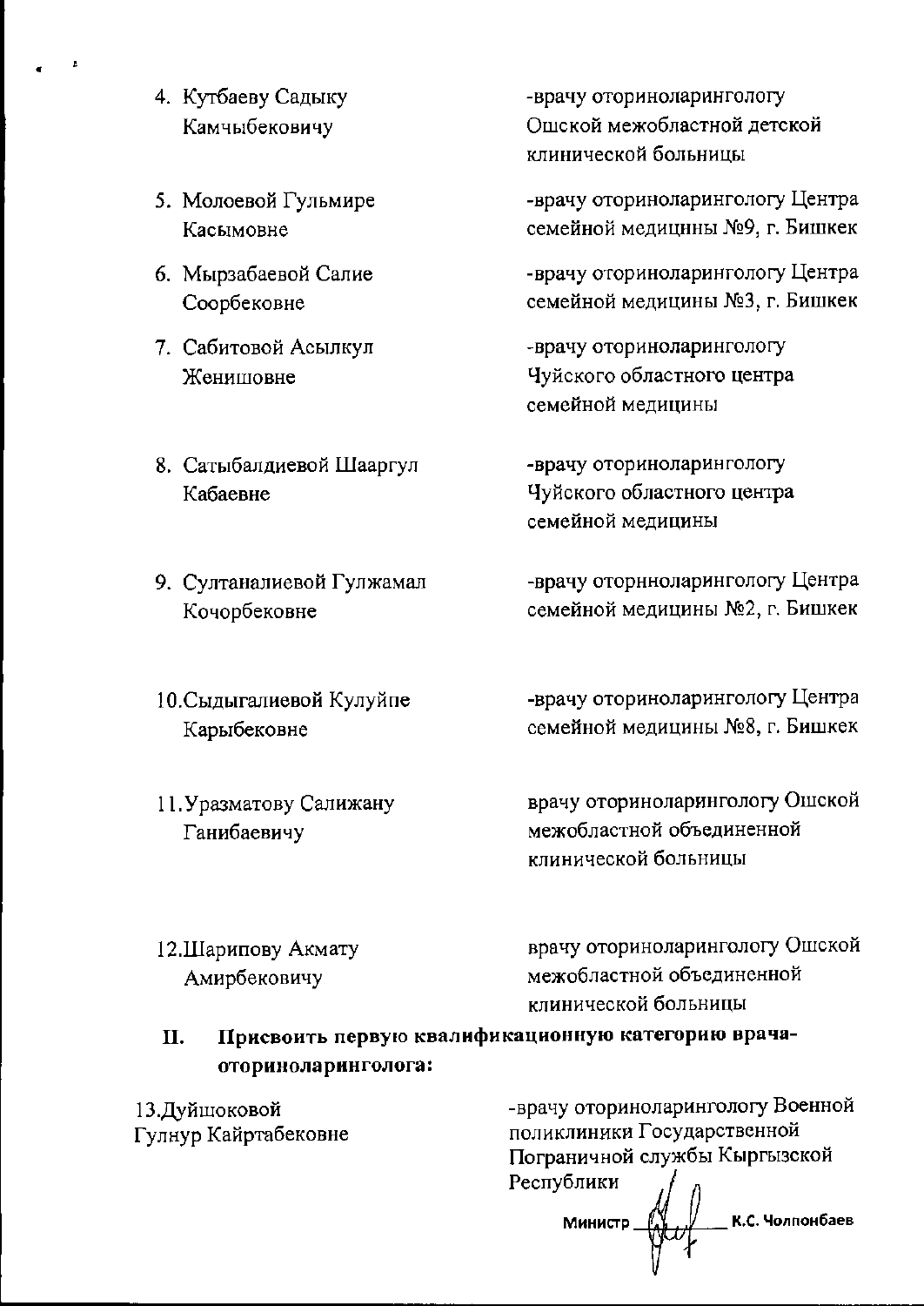4. Кутбаеву Садыку Камчыбековичу -врачу оториноларингологу Ошской межобластной детской клинической больницы

5. Молоевой Гульмире Касымовне -врачу оториноларингологу Центра семейной медицины №9, г. Бишкек

6. Мырзабаевой Салие Соорбековне -врачу оториноларингологу Центра семейной медицины №3, г. Бишкек

7. Сабитовой Асылкул Женишовне -врачу оториноларингологу Чуйского областного центра семейной медицины

8. Сатыбалдиевой Шааргул Кабаевне -врачу оториноларингологу Чуйского областного центра семейной медицины

9. Султаналиевой Гулжамал Кочорбековне -врачу оторнноларингологу Центра семейной медицины №2, г. Бишкек

10. Сыдыгалиевой Кулуйпе Карыбековне -врачу оториноларингологу Центра семейной медицины №8, г. Бишкек

11. Уразматову Салижану Ганибаевичу врачу оториноларингологу Ошской межобластной объединенной клинической больницы

12. Шарипову Акмату Амирбековичу врачу оториноларингологу Ошской межобластной объединенной клинической больницы

## II. Присвоить первую квалификационную категорию врача-оториноларинголога:

13. Дуйшоковой Гулнур Кайртабековне -врачу оториноларингологу Военной поликлиники Государственной Пограничной службы Кыргызской Республики

Министр К.С. Чолпонбаев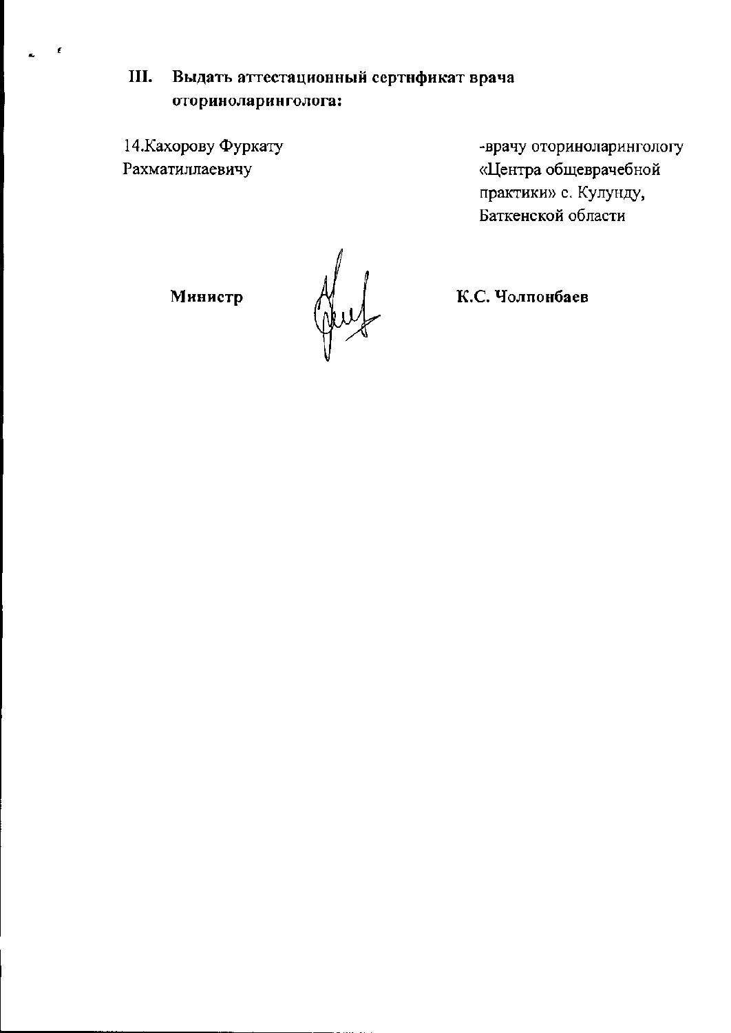**III. Выдать аттестационный сертификат врача оториноларинголога:**

| | |
|---|---|
| 14.Кахорову Фуркату Рахматиллаевичу | -врачу оториноларингологу «Центра общеврачебной практики» с. Кулунду, Баткенской области |

**Министр** **К.С. Чолпонбаев**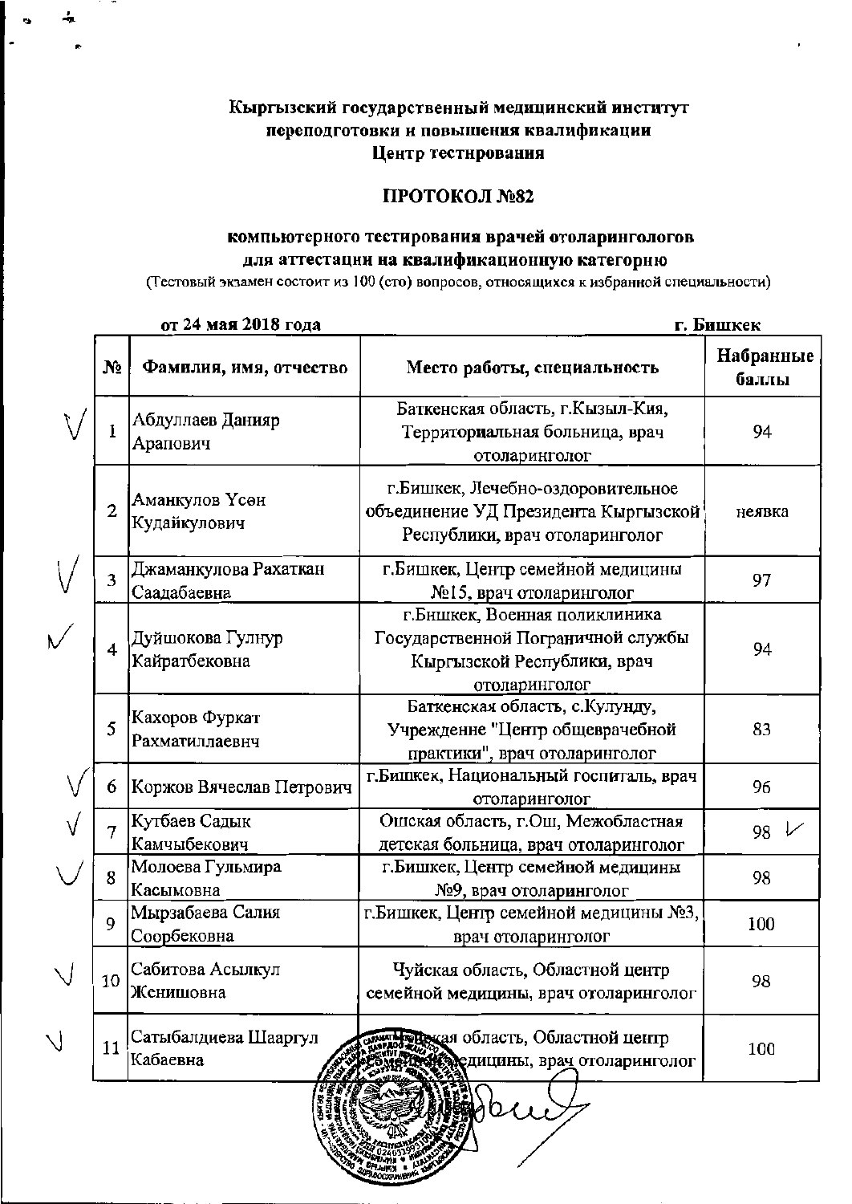**Кыргызский государственный медицинский институт переподготовки и повышения квалификации**
**Центр тестнрования**

## ПРОТОКОЛ №82

**компьютерного тестирования врачей отоларингологов для аттестации на квалификационную категорию**

(Тестовый экзамен состоит из 100 (сто) вопросов, относящихся к избранной специальности)

**от 24 мая 2018 года** **г. Бишкек**

| № | Фамилия, имя, отчество | Место работы, специальность | Набранные баллы |
|---|---|---|---|
| 1 | Абдуллаев Данияр Арапович | Баткенская область, г.Кызыл-Кия, Территориальная больница, врач отоларинголог | 94 |
| 2 | Аманкулов Үсөн Кудайкулович | г.Бишкек, Лечебно-оздоровительное объединение УД Президента Кыргызской Республики, врач отоларинголог | неявка |
| 3 | Джаманкулова Рахаткан Саадабаевна | г.Бишкек, Центр семейной медицины №15, врач отоларинголог | 97 |
| 4 | Дуйшокова Гулнур Кайратбековна | г.Бишкек, Военная поликлиника Государственной Пограничной службы Кыргызской Республики, врач отоларинголог | 94 |
| 5 | Кахоров Фуркат Рахматиллаевич | Баткенская область, с.Кулунду, Учреждение "Центр общеврачебной практики", врач отоларинголог | 83 |
| 6 | Коржов Вячеслав Петрович | г.Бишкек, Национальный госпиталь, врач отоларинголог | 96 |
| 7 | Кутбаев Садык Камчыбекович | Ошская область, г.Ош, Межобластная детская больница, врач отоларинголог | 98 |
| 8 | Молоева Гульмира Касымовна | г.Бишкек, Центр семейной медицины №9, врач отоларинголог | 98 |
| 9 | Мырзабаева Салия Соорбековна | г.Бишкек, Центр семейной медицины №3, врач отоларинголог | 100 |
| 10 | Сабитова Асылкул Женишовна | Чуйская область, Областной центр семейной медицины, врач отоларинголог | 98 |
| 11 | Сатыбалдиева Шааргул Кабаевна | Нарынская область, Областной центр семейной медицины, врач отоларинголог | 100 |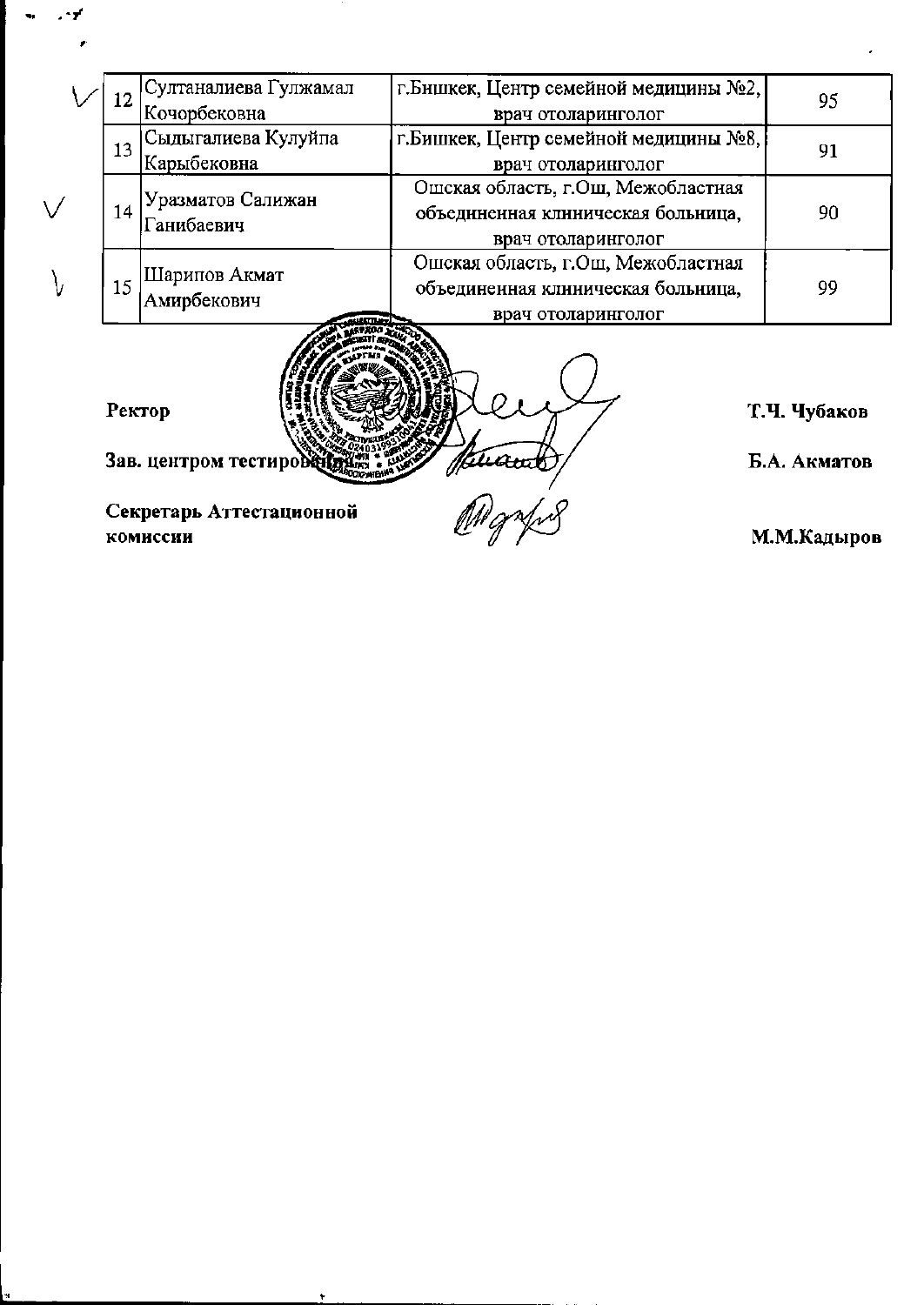| | | | |
|---|---|---|---|
| 12 | Султаналиева Гулжамал Кочорбековна | г.Бишкек, Центр семейной медицины №2, врач отоларинголог | 95 |
| 13 | Сыдыгалиева Кулуйпа Карыбековна | г.Бишкек, Центр семейной медицины №8, врач отоларинголог | 91 |
| 14 | Уразматов Салижан Ганибаевич | Ошская область, г.Ош, Межобластная объединенная клиническая больница, врач отоларинголог | 90 |
| 15 | Шарипов Акмат Амирбекович | Ошская область, г.Ош, Межобластная объединенная клиническая больница, врач отоларинголог | 99 |

**Ректор** **Т.Ч. Чубаков**

**Зав. центром тестирования** **Б.А. Акматов**

**Секретарь Аттестационной комиссии** **М.М.Кадыров**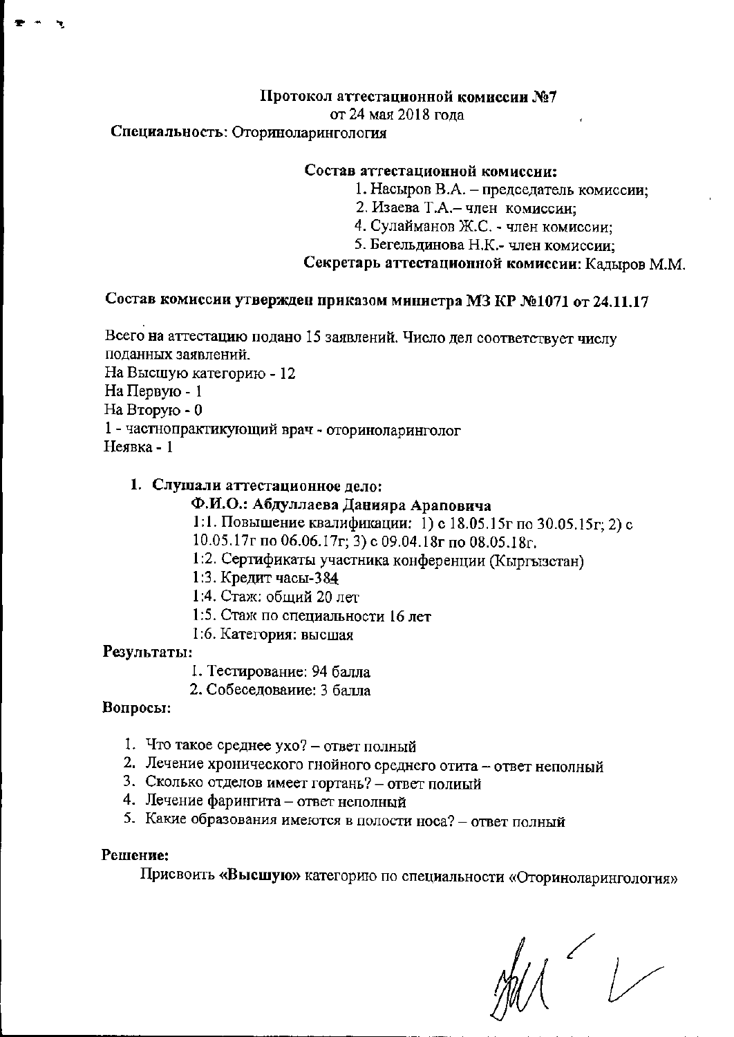**Протокол аттестационной комиссии №7**
от 24 мая 2018 года

**Специальность:** Оториноларингология

**Состав аттестационной комиссии:**

1. Насыров В.А. – председатель комиссии;
2. Изаева Т.А.– член комиссии;
4. Сулайманов Ж.С. - член комиссии;
5. Бегельдинова Н.К.- член комиссии;

**Секретарь аттестационной комиссии:** Кадыров М.М.

**Состав комиссии утвержден приказом министра МЗ КР №1071 от 24.11.17**

Всего на аттестацию подано 15 заявлений. Число дел соответствует числу поданных заявлений.
На Высшую категорию - 12
На Первую - 1
На Вторую - 0
1 - частнопрактикующий врач - оториноларинголог
Неявка - 1

1. **Слушали аттестационное дело:**

   **Ф.И.О.: Абдуллаева Данияра Араповича**

   1:1. Повышение квалификации: 1) с 18.05.15г по 30.05.15г; 2) с 10.05.17г по 06.06.17г; 3) с 09.04.18г по 08.05.18г.
   1:2. Сертификаты участника конференции (Кыргызстан)
   1:3. Кредит часы-384
   1:4. Стаж: общий 20 лет
   1:5. Стаж по специальности 16 лет
   1:6. Категория: высшая

**Результаты:**

1. Тестирование: 94 балла
2. Собеседование: 3 балла

**Вопросы:**

1. Что такое среднее ухо? – ответ полный
2. Лечение хронического гнойного среднего отита – ответ неполный
3. Сколько отделов имеет гортань? – ответ полный
4. Лечение фарингита – ответ неполный
5. Какие образования имеются в полости носа? – ответ полный

**Решение:**

Присвоить **«Высшую»** категорию по специальности «Оториноларингология»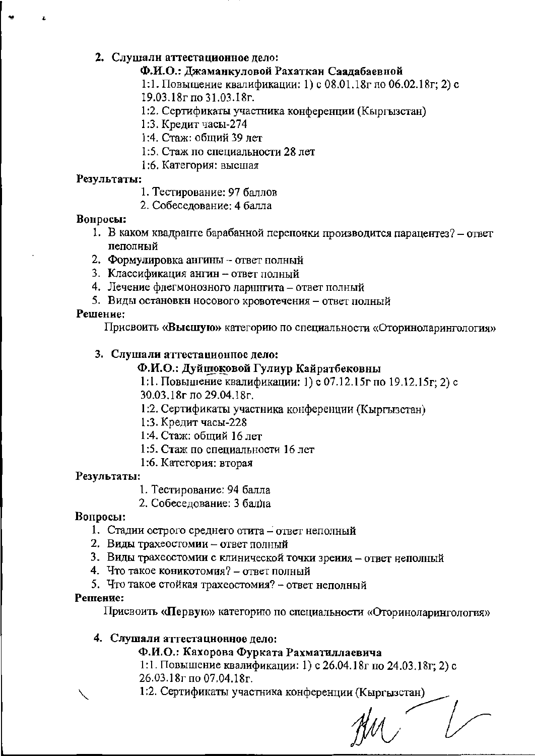2. **Слушали аттестационное дело:**

   **Ф.И.О.: Джаманкуловой Рахаткан Саадабаевной**

   1:1. Повышение квалификации: 1) с 08.01.18г по 06.02.18г; 2) с 19.03.18г по 31.03.18г.

   1:2. Сертификаты участника конференции (Кыргызстан)

   1:3. Кредит часы-274

   1:4. Стаж: общий 39 лет

   1:5. Стаж по специальности 28 лет

   1:6. Категория: высшая

**Результаты:**

1. Тестирование: 97 баллов
2. Собеседование: 4 балла

**Вопросы:**

1. В каком квадранте барабанной перепонки производится парацентез? – ответ неполный
2. Формулировка ангины – ответ полный
3. Классификация ангин – ответ полный
4. Лечение флегмонозного ларингита – ответ полный
5. Виды остановки носового кровотечения – ответ полный

**Решение:**

Присвоить «**Высшую**» категорию по специальности «Оториноларингология»

3. **Слушали аттестационное дело:**

   **Ф.И.О.: Дуйшоковой Гулиур Кайратбековны**

   1:1. Повышение квалификации: 1) с 07.12.15г по 19.12.15г; 2) с 30.03.18г по 29.04.18г.

   1:2. Сертификаты участника конференции (Кыргызстан)

   1:3. Кредит часы-228

   1:4. Стаж: общий 16 лет

   1:5. Стаж по специальности 16 лет

   1:6. Категория: вторая

**Результаты:**

1. Тестирование: 94 балла
2. Собеседование: 3 балла

**Вопросы:**

1. Стадии острого среднего отита – ответ неполный
2. Виды трахеостомии – ответ полный
3. Виды трахеостомии с клинической точки зрения – ответ неполный
4. Что такое коникотомия? – ответ полный
5. Что такое стойкая трахеостомия? – ответ неполный

**Решение:**

Присвоить «**Первую**» категорию по специальности «Оториноларингология»

4. **Слушали аттестационное дело:**

   **Ф.И.О.: Кахорова Фурката Рахматиллаевича**

   1:1. Повышение квалификации: 1) с 26.04.18г по 24.03.18г; 2) с 26.03.18г по 07.04.18г.

   1:2. Сертификаты участника конференции (Кыргызстан)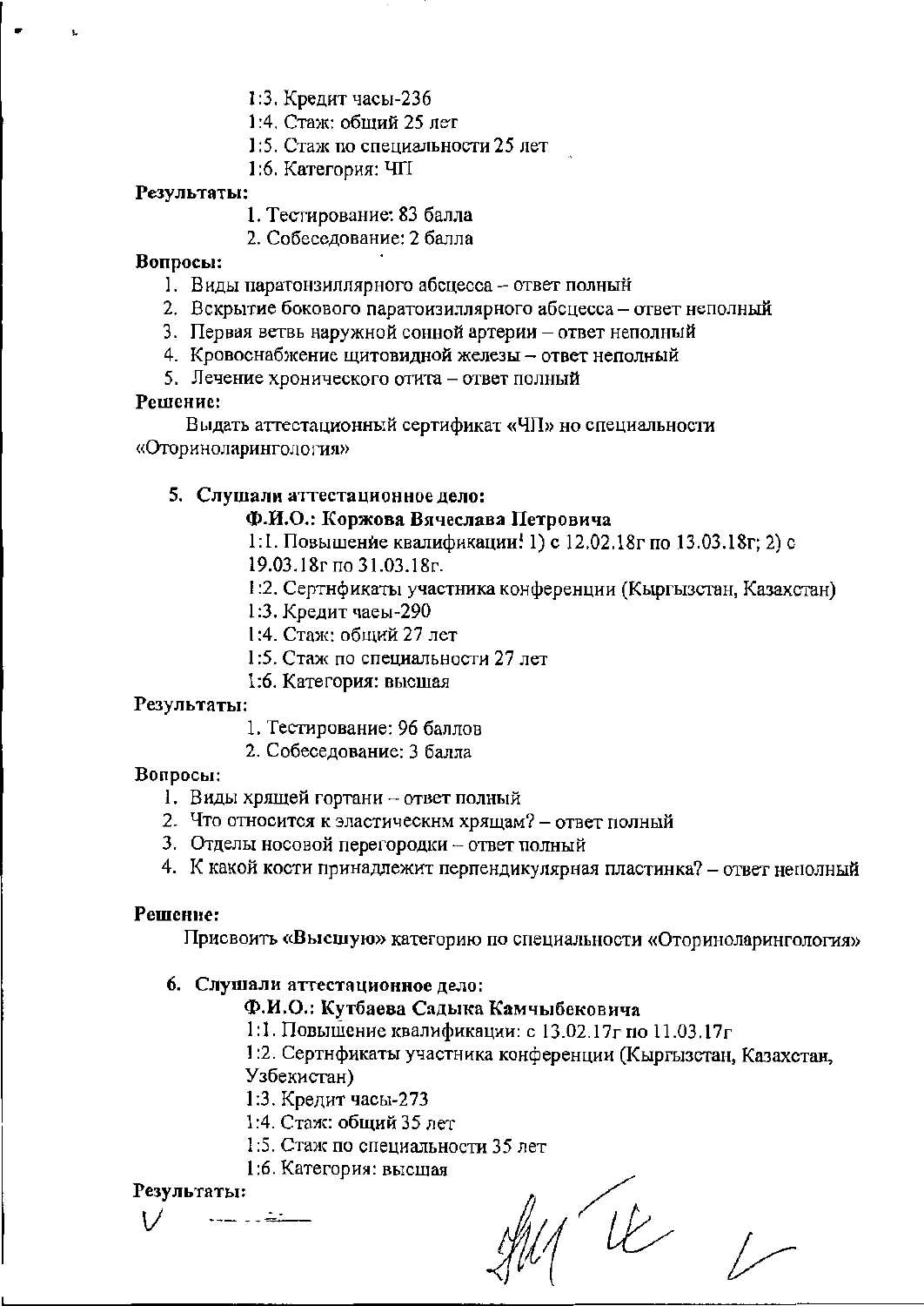1:3. Кредит часы-236

1:4. Стаж: общий 25 лет

1:5. Стаж по специальности 25 лет

1:6. Категория: ЧП

**Результаты:**

1. Тестирование: 83 балла
2. Собеседование: 2 балла

**Вопросы:**

1. Виды паратонзиллярного абсцесса – ответ полный
2. Вскрытие бокового паратонзиллярного абсцесса – ответ неполный
3. Первая ветвь наружной сонной артерии – ответ неполный
4. Кровоснабжение щитовидной железы – ответ неполный
5. Лечение хронического отита – ответ полный

**Решение:**

Выдать аттестационный сертификат «ЧП» по специальности «Оториноларингология»

5. **Слушали аттестационное дело:**

**Ф.И.О.: Коржова Вячеслава Петровича**

1:1. Повышение квалификации! 1) с 12.02.18г по 13.03.18г; 2) с 19.03.18г по 31.03.18г.

1:2. Сертификаты участника конференции (Кыргызстан, Казахстан)

1:3. Кредит часы-290

1:4. Стаж: общий 27 лет

1:5. Стаж по специальности 27 лет

1:6. Категория: высшая

**Результаты:**

1. Тестирование: 96 баллов
2. Собеседование: 3 балла

**Вопросы:**

1. Виды хрящей гортани – ответ полный
2. Что относится к эластическим хрящам? – ответ полный
3. Отделы носовой перегородки – ответ полный
4. К какой кости принадлежит перпендикулярная пластинка? – ответ неполный

**Решение:**

Присвоить **«Высшую»** категорию по специальности «Оториноларингология»

6. **Слушали аттестационное дело:**

**Ф.И.О.: Кутбаева Садыка Камчыбековича**

1:1. Повышение квалификации: с 13.02.17г по 11.03.17г

1:2. Сертификаты участника конференции (Кыргызстан, Казахстан, Узбекистан)

1:3. Кредит часы-273

1:4. Стаж: общий 35 лет

1:5. Стаж по специальности 35 лет

1:6. Категория: высшая

**Результаты:**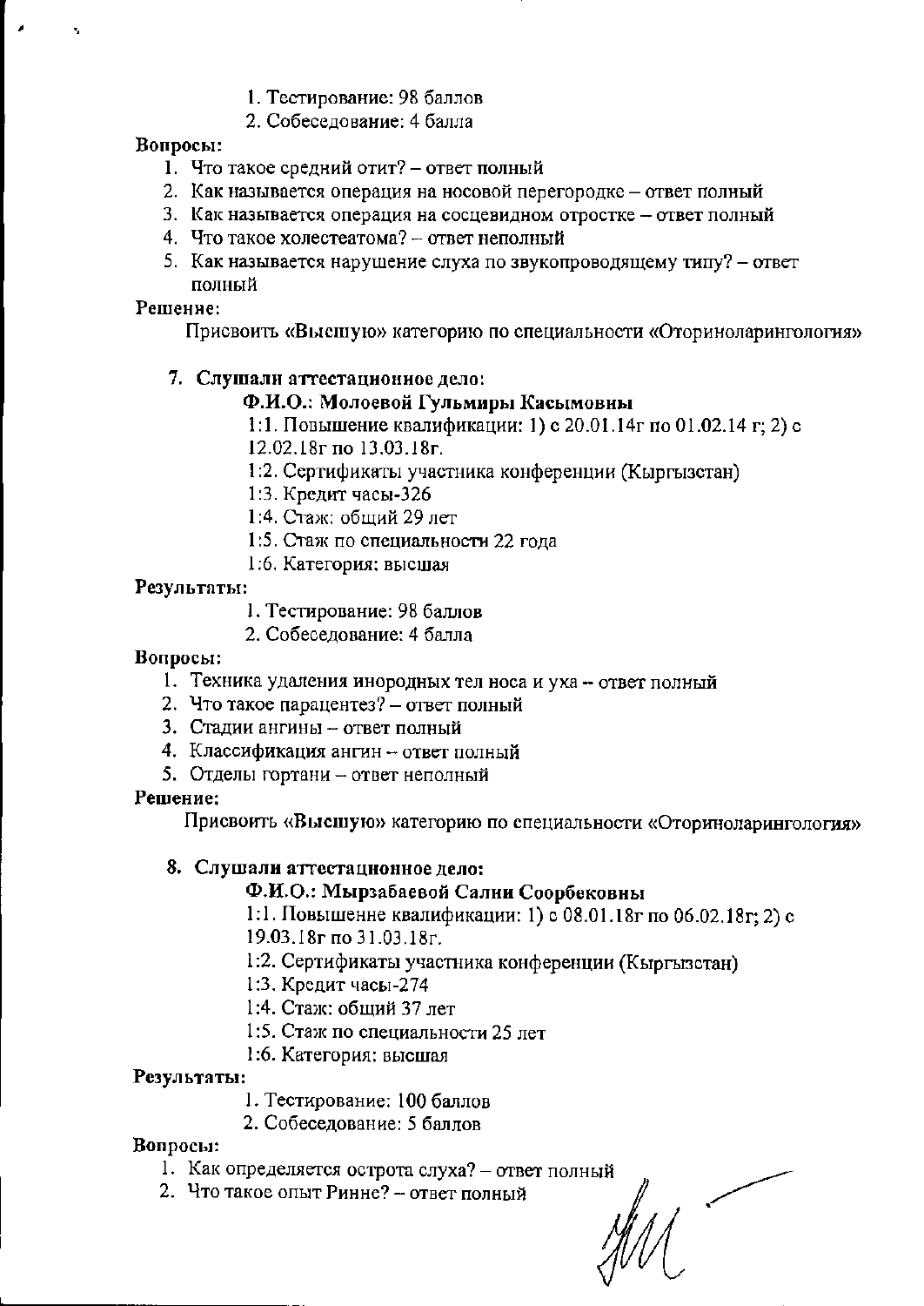1. Тестирование: 98 баллов
2. Собеседование: 4 балла

**Вопросы:**

1. Что такое средний отит? – ответ полный
2. Как называется операция на носовой перегородке – ответ полный
3. Как называется операция на сосцевидном отростке – ответ полный
4. Что такое холестеатома? – ответ неполный
5. Как называется нарушение слуха по звукопроводящему типу? – ответ полный

**Решение:**

Присвоить «Высшую» категорию по специальности «Оториноларингология»

**7. Слушали аттестационное дело:**

**Ф.И.О.: Молоевой Гульмиры Касымовны**

1:1. Повышение квалификации: 1) с 20.01.14г по 01.02.14 г; 2) с 12.02.18г по 13.03.18г.

1:2. Сертификаты участника конференции (Кыргызстан)

1:3. Кредит часы-326

1:4. Стаж: общий 29 лет

1:5. Стаж по специальности 22 года

1:6. Категория: высшая

**Результаты:**

1. Тестирование: 98 баллов
2. Собеседование: 4 балла

**Вопросы:**

1. Техника удаления инородных тел носа и уха – ответ полный
2. Что такое парацентез? – ответ полный
3. Стадии ангины – ответ полный
4. Классификация ангин – ответ полный
5. Отделы гортани – ответ неполный

**Решение:**

Присвоить «Высшую» категорию по специальности «Оториноларингология»

**8. Слушали аттестационное дело:**

**Ф.И.О.: Мырзабаевой Салии Соорбековны**

1:1. Повышение квалификации: 1) с 08.01.18г по 06.02.18г; 2) с 19.03.18г по 31.03.18г.

1:2. Сертификаты участника конференции (Кыргызстан)

1:3. Кредит часы-274

1:4. Стаж: общий 37 лет

1:5. Стаж по специальности 25 лет

1:6. Категория: высшая

**Результаты:**

1. Тестирование: 100 баллов
2. Собеседование: 5 баллов

**Вопросы:**

1. Как определяется острота слуха? – ответ полный
2. Что такое опыт Ринне? – ответ полный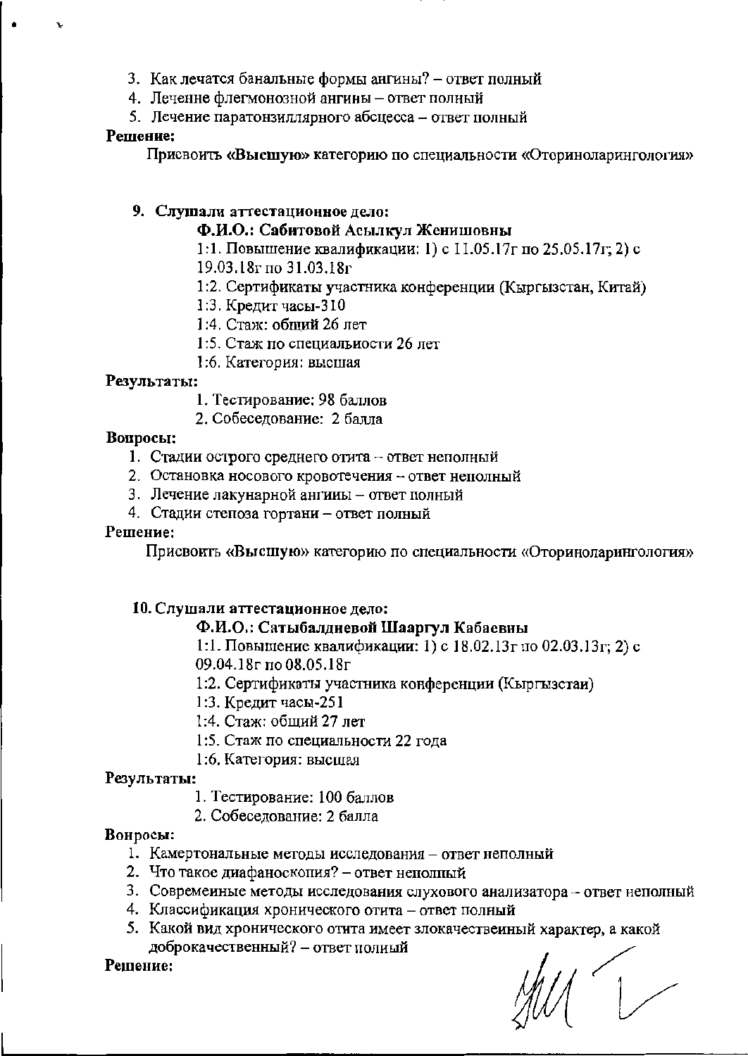3. Как лечатся банальные формы ангины? – ответ полный
4. Лечение флегмонозной ангины – ответ полный
5. Лечение паратонзиллярного абсцесса – ответ полный

**Решение:**

Присвоить **«Высшую»** категорию по специальности «Оториноларингология»

9. **Слушали аттестационное дело:**

   **Ф.И.О.: Сабитовой Асылкул Женишовны**

   1:1. Повышение квалификации: 1) с 11.05.17г по 25.05.17г; 2) с 19.03.18г по 31.03.18г
   1:2. Сертификаты участника конференции (Кыргызстан, Китай)
   1:3. Кредит часы-310
   1:4. Стаж: общий 26 лет
   1:5. Стаж по специальности 26 лет
   1:6. Категория: высшая

**Результаты:**

1. Тестирование: 98 баллов
2. Собеседование: 2 балла

**Вопросы:**

1. Стадии острого среднего отита – ответ неполный
2. Остановка носового кровотечения – ответ неполный
3. Лечение лакунарной ангины – ответ полный
4. Стадии стеноза гортани – ответ полный

**Решение:**

Присвоить **«Высшую»** категорию по специальности «Оториноларингология»

10. **Слушали аттестационное дело:**

   **Ф.И.О.: Сатыбалдиевой Шааргул Кабаевны**

   1:1. Повышение квалификации: 1) с 18.02.13г по 02.03.13г; 2) с 09.04.18г по 08.05.18г
   1:2. Сертификаты участника конференции (Кыргызстан)
   1:3. Кредит часы-251
   1:4. Стаж: общий 27 лет
   1:5. Стаж по специальности 22 года
   1:6. Категория: высшая

**Результаты:**

1. Тестирование: 100 баллов
2. Собеседование: 2 балла

**Вопросы:**

1. Камертональные методы исследования – ответ неполный
2. Что такое диафаноскопия? – ответ неполный
3. Современные методы исследования слухового анализатора – ответ неполный
4. Классификация хронического отита – ответ полный
5. Какой вид хронического отита имеет злокачественный характер, а какой доброкачественный? – ответ полный

**Решение:**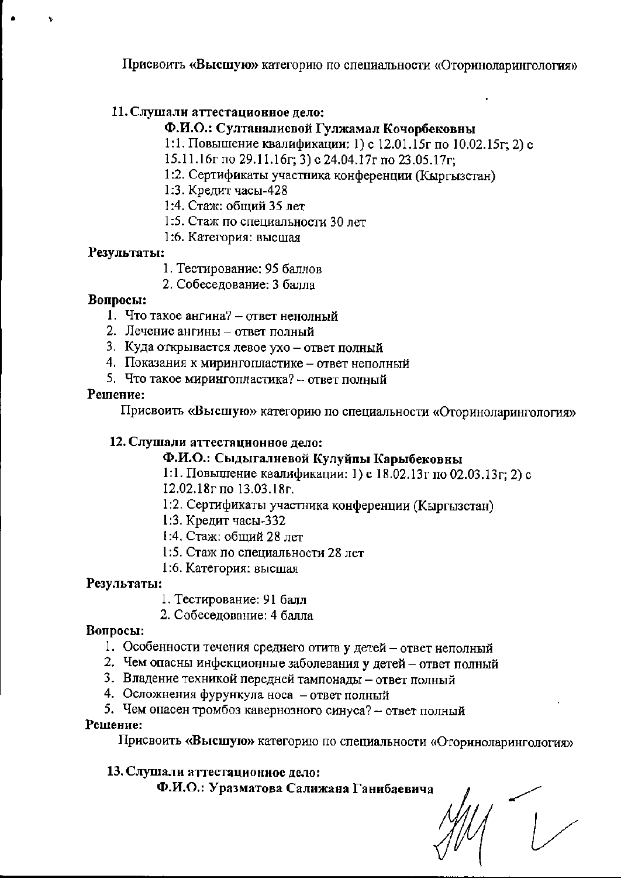Присвоить «**Высшую**» категорию по специальности «Оториноларингология»

**11. Слушали аттестационное дело:**

**Ф.И.О.: Султаналиевой Гулжамал Кочорбековны**

1:1. Повышение квалификации: 1) с 12.01.15г по 10.02.15г; 2) с 15.11.16г по 29.11.16г; 3) с 24.04.17г по 23.05.17г;

1:2. Сертификаты участника конференции (Кыргызстан)

1:3. Кредит часы-428

1:4. Стаж: общий 35 лет

1:5. Стаж по специальности 30 лет

1:6. Категория: высшая

**Результаты:**

1. Тестирование: 95 баллов
2. Собеседование: 3 балла

**Вопросы:**

1. Что такое ангина? – ответ неполный
2. Лечение ангины – ответ полный
3. Куда открывается левое ухо – ответ полный
4. Показания к мирингопластике – ответ неполный
5. Что такое мирингопластика? – ответ полный

**Решение:**

Присвоить «**Высшую**» категорию по специальности «Оториноларингология»

**12. Слушали аттестационное дело:**

**Ф.И.О.: Сыдыгалиевой Кулуйпы Карыбековны**

1:1. Повышение квалификации: 1) с 18.02.13г по 02.03.13г; 2) с 12.02.18г по 13.03.18г.

1:2. Сертификаты участника конференции (Кыргызстан)

1:3. Кредит часы-332

1:4. Стаж: общий 28 лет

1:5. Стаж по специальности 28 лет

1:6. Категория: высшая

**Результаты:**

1. Тестирование: 91 балл
2. Собеседование: 4 балла

**Вопросы:**

1. Особенности течения среднего отита у детей – ответ неполный
2. Чем опасны инфекционные заболевания у детей – ответ полный
3. Владение техникой передней тампонады – ответ полный
4. Осложнения фурункула носа – ответ полный
5. Чем опасен тромбоз кавернозного синуса? – ответ полный

**Решение:**

Присвоить «**Высшую**» категорию по специальности «Оториноларингология»

**13. Слушали аттестационное дело:**

**Ф.И.О.: Уразматова Салижана Ганибаевича**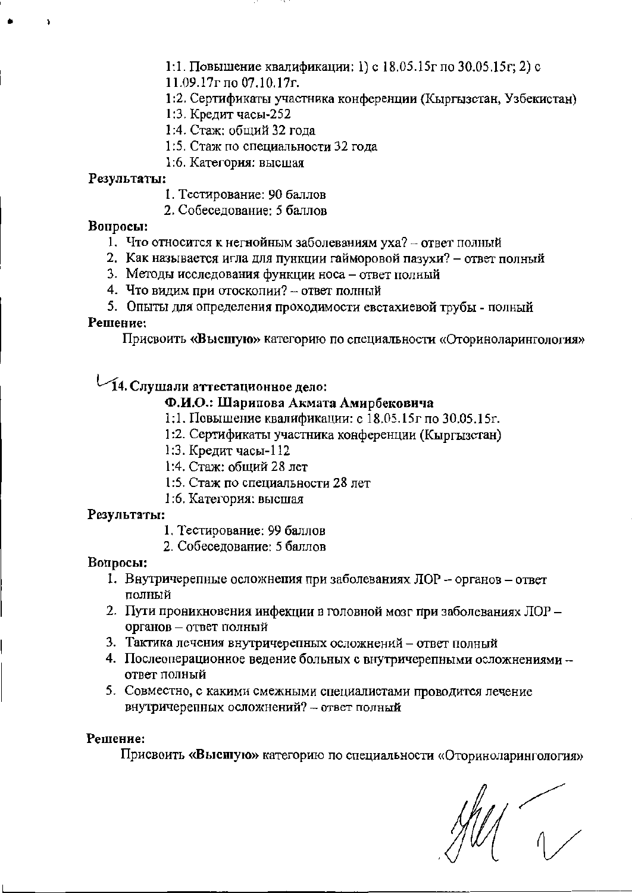1:1. Повышение квалификации: 1) с 18.05.15г по 30.05.15г; 2) с 11.09.17г по 07.10.17г.

1:2. Сертификаты участника конференции (Кыргызстан, Узбекистан)

1:3. Кредит часы-252

1:4. Стаж: общий 32 года

1:5. Стаж по специальности 32 года

1:6. Категория: высшая

**Результаты:**

1. Тестирование: 90 баллов
2. Собеседование: 5 баллов

**Вопросы:**

1. Что относится к негнойным заболеваниям уха? – ответ полный
2. Как называется игла для пункции гайморовой пазухи? – ответ полный
3. Методы исследования функции носа – ответ полный
4. Что видим при отоскопии? – ответ полный
5. Опыты для определения проходимости евстахиевой трубы - полный

**Решение:**

Присвоить **«Высшую»** категорию по специальности «Оториноларингология»

**14. Слушали аттестационное дело:**

**Ф.И.О.: Шарипова Акмата Амирбековича**

1:1. Повышение квалификации: с 18.05.15г по 30.05.15г.

1:2. Сертификаты участника конференции (Кыргызстан)

1:3. Кредит часы-112

1:4. Стаж: общий 28 лет

1:5. Стаж по специальности 28 лет

1:6. Категория: высшая

**Результаты:**

1. Тестирование: 99 баллов
2. Собеседование: 5 баллов

**Вопросы:**

1. Внутричерепные осложнения при заболеваниях ЛОР – органов – ответ полный
2. Пути проникновения инфекции в головной мозг при заболеваниях ЛОР – органов – ответ полный
3. Тактика лечения внутричерепных осложнений – ответ полный
4. Послеоперационное ведение больных с внутричерепными осложнениями – ответ полный
5. Совместно, с какими смежными специалистами проводится лечение внутричерепных осложнений? – ответ полный

**Решение:**

Присвоить **«Высшую»** категорию по специальности «Оториноларингология»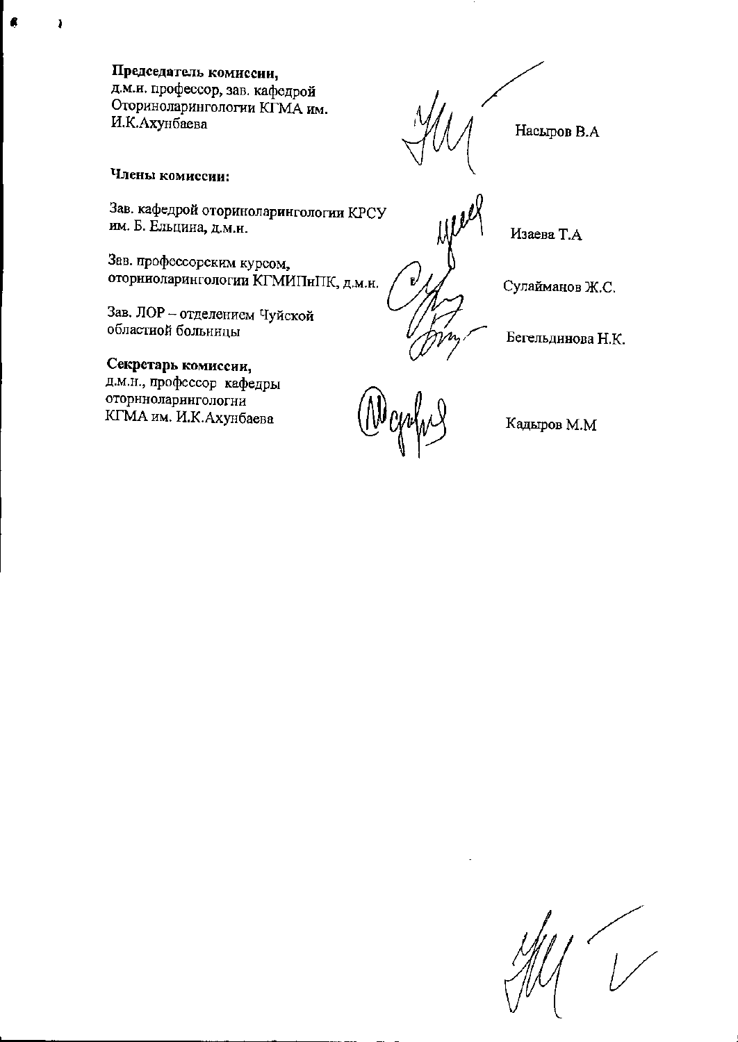**Председатель комиссии,**
д.м.н. профессор, зав. кафедрой
Оториноларингологии КГМА им.
И.К.Ахунбаева

Насыров В.А

**Члены комиссии:**

Зав. кафедрой оториноларингологии КРСУ
им. Б. Ельцина, д.м.н.

Изаева Т.А

Зав. профессорским курсом,
оториноларингологии КГМИПиПК, д.м.н.

Сулайманов Ж.С.

Зав. ЛОР – отделением Чуйской
областной больницы

Бегельдинова Н.К.

**Секретарь комиссии,**
д.м.н., профессор кафедры
оториноларингологии
КГМА им. И.К.Ахунбаева

Кадыров М.М